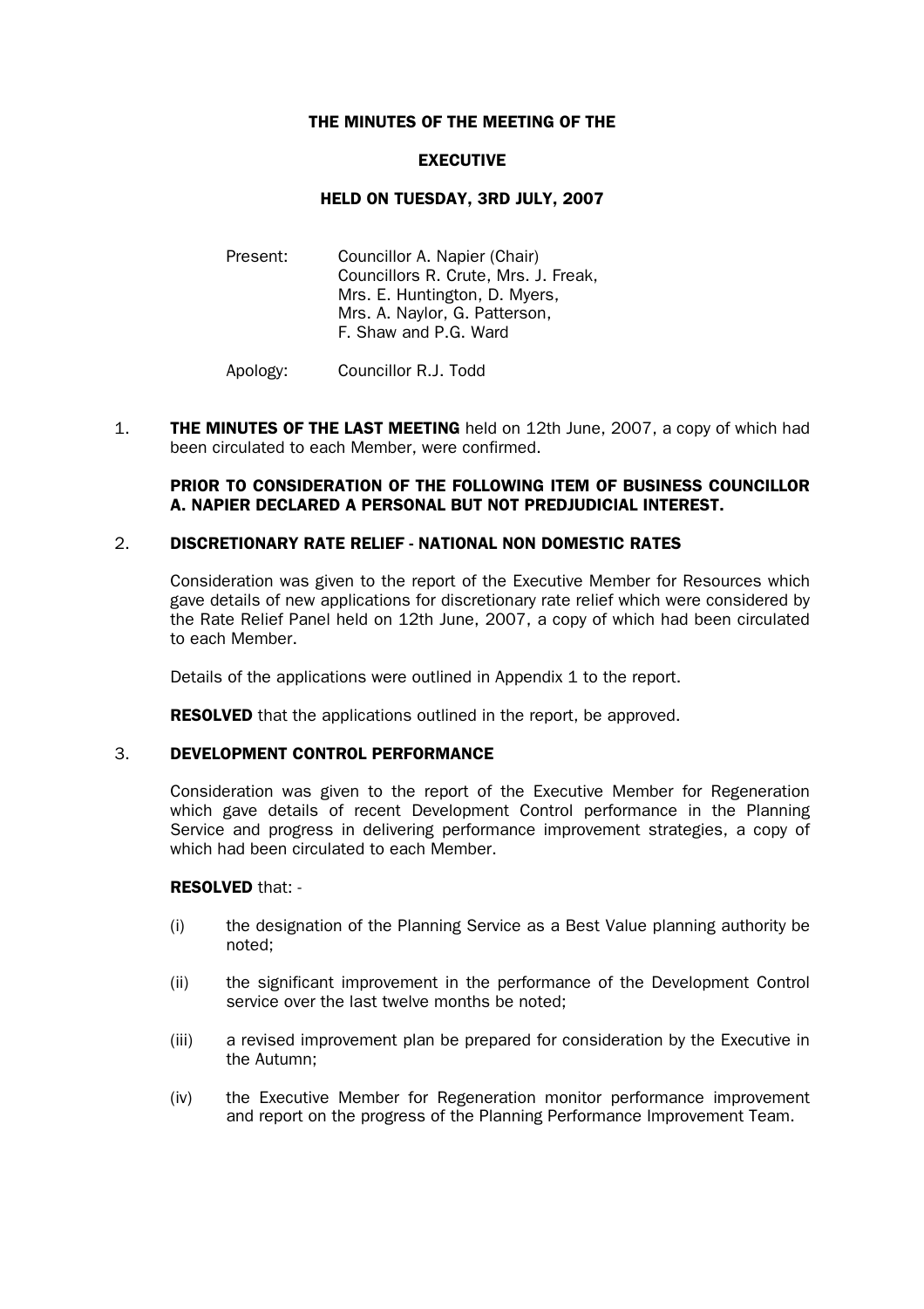# THE MINUTES OF THE MEETING OF THE

# EXECUTIVE

## HELD ON TUESDAY, 3RD JULY, 2007

Present: Councillor A. Napier (Chair)
Councillors R. Crute, Mrs. J. Freak, Mrs. E. Huntington, D. Myers, Mrs. A. Naylor, G. Patterson, F. Shaw and P.G. Ward

Apology: Councillor R.J. Todd

1. **THE MINUTES OF THE LAST MEETING** held on 12th June, 2007, a copy of which had been circulated to each Member, were confirmed.

**PRIOR TO CONSIDERATION OF THE FOLLOWING ITEM OF BUSINESS COUNCILLOR A. NAPIER DECLARED A PERSONAL BUT NOT PREDJUDICIAL INTEREST.**

2. **DISCRETIONARY RATE RELIEF - NATIONAL NON DOMESTIC RATES**

   Consideration was given to the report of the Executive Member for Resources which gave details of new applications for discretionary rate relief which were considered by the Rate Relief Panel held on 12th June, 2007, a copy of which had been circulated to each Member.

   Details of the applications were outlined in Appendix 1 to the report.

   **RESOLVED** that the applications outlined in the report, be approved.

3. **DEVELOPMENT CONTROL PERFORMANCE**

   Consideration was given to the report of the Executive Member for Regeneration which gave details of recent Development Control performance in the Planning Service and progress in delivering performance improvement strategies, a copy of which had been circulated to each Member.

   **RESOLVED** that: -

   (i) the designation of the Planning Service as a Best Value planning authority be noted;

   (ii) the significant improvement in the performance of the Development Control service over the last twelve months be noted;

   (iii) a revised improvement plan be prepared for consideration by the Executive in the Autumn;

   (iv) the Executive Member for Regeneration monitor performance improvement and report on the progress of the Planning Performance Improvement Team.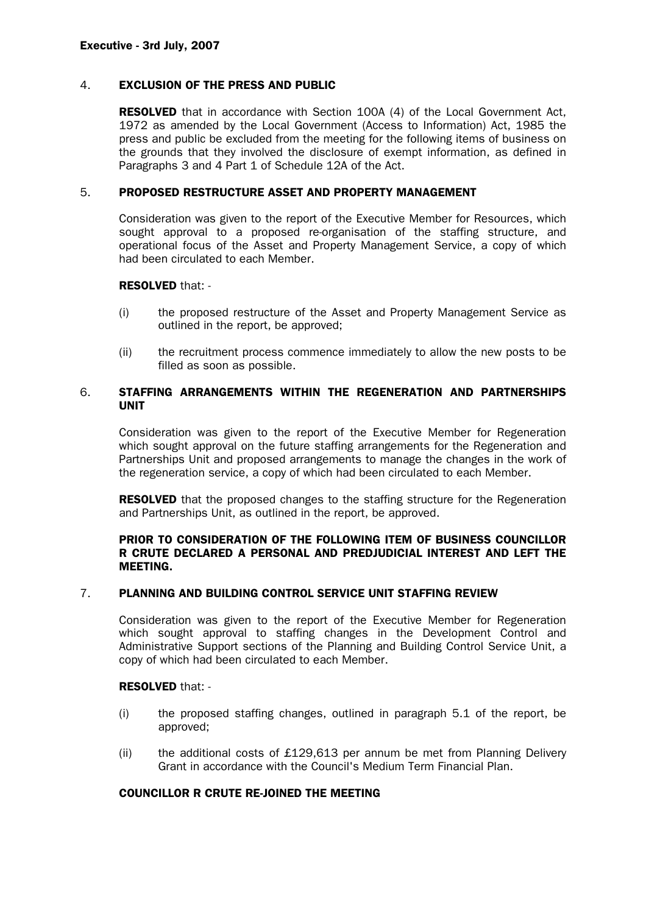## 4. EXCLUSION OF THE PRESS AND PUBLIC

**RESOLVED** that in accordance with Section 100A (4) of the Local Government Act, 1972 as amended by the Local Government (Access to Information) Act, 1985 the press and public be excluded from the meeting for the following items of business on the grounds that they involved the disclosure of exempt information, as defined in Paragraphs 3 and 4 Part 1 of Schedule 12A of the Act.

## 5. PROPOSED RESTRUCTURE ASSET AND PROPERTY MANAGEMENT

Consideration was given to the report of the Executive Member for Resources, which sought approval to a proposed re-organisation of the staffing structure, and operational focus of the Asset and Property Management Service, a copy of which had been circulated to each Member.

**RESOLVED** that: -

(i) the proposed restructure of the Asset and Property Management Service as outlined in the report, be approved;

(ii) the recruitment process commence immediately to allow the new posts to be filled as soon as possible.

## 6. STAFFING ARRANGEMENTS WITHIN THE REGENERATION AND PARTNERSHIPS UNIT

Consideration was given to the report of the Executive Member for Regeneration which sought approval on the future staffing arrangements for the Regeneration and Partnerships Unit and proposed arrangements to manage the changes in the work of the regeneration service, a copy of which had been circulated to each Member.

**RESOLVED** that the proposed changes to the staffing structure for the Regeneration and Partnerships Unit, as outlined in the report, be approved.

**PRIOR TO CONSIDERATION OF THE FOLLOWING ITEM OF BUSINESS COUNCILLOR R CRUTE DECLARED A PERSONAL AND PREDJUDICIAL INTEREST AND LEFT THE MEETING.**

## 7. PLANNING AND BUILDING CONTROL SERVICE UNIT STAFFING REVIEW

Consideration was given to the report of the Executive Member for Regeneration which sought approval to staffing changes in the Development Control and Administrative Support sections of the Planning and Building Control Service Unit, a copy of which had been circulated to each Member.

**RESOLVED** that: -

(i) the proposed staffing changes, outlined in paragraph 5.1 of the report, be approved;

(ii) the additional costs of £129,613 per annum be met from Planning Delivery Grant in accordance with the Council's Medium Term Financial Plan.

**COUNCILLOR R CRUTE RE-JOINED THE MEETING**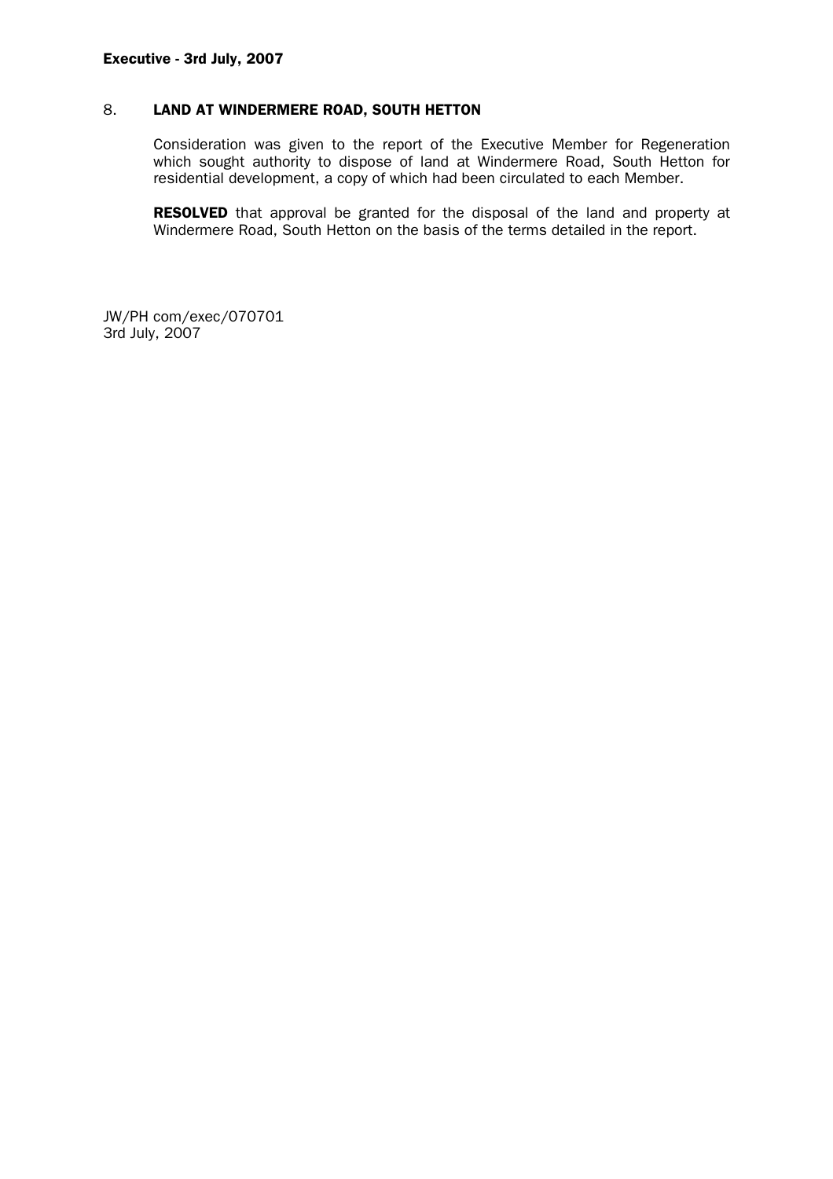## 8. LAND AT WINDERMERE ROAD, SOUTH HETTON

Consideration was given to the report of the Executive Member for Regeneration which sought authority to dispose of land at Windermere Road, South Hetton for residential development, a copy of which had been circulated to each Member.

**RESOLVED** that approval be granted for the disposal of the land and property at Windermere Road, South Hetton on the basis of the terms detailed in the report.

JW/PH com/exec/070701
3rd July, 2007